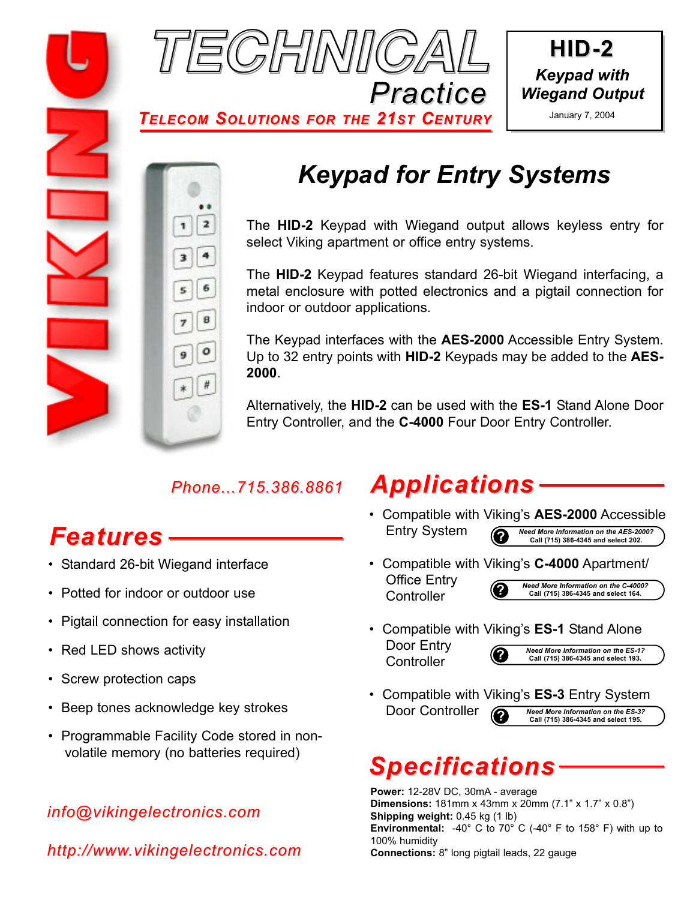# TECHNICAL Practice

**TELECOM SOLUTIONS FOR THE 21ST CENTURY**

**HID-2**
***Keypad with Wiegand Output***
January 7, 2004

# *Keypad for Entry Systems*

The **HID-2** Keypad with Wiegand output allows keyless entry for select Viking apartment or office entry systems.

The **HID-2** Keypad features standard 26-bit Wiegand interfacing, a metal enclosure with potted electronics and a pigtail connection for indoor or outdoor applications.

The Keypad interfaces with the **AES-2000** Accessible Entry System. Up to 32 entry points with **HID-2** Keypads may be added to the **AES-2000**.

Alternatively, the **HID-2** can be used with the **ES-1** Stand Alone Door Entry Controller, and the **C-4000** Four Door Entry Controller.

*Phone...715.386.8861*

## *Features*

- Standard 26-bit Wiegand interface
- Potted for indoor or outdoor use
- Pigtail connection for easy installation
- Red LED shows activity
- Screw protection caps
- Beep tones acknowledge key strokes
- Programmable Facility Code stored in non-volatile memory (no batteries required)

*info@vikingelectronics.com*

*http://www.vikingelectronics.com*

## *Applications*

- Compatible with Viking's **AES-2000** Accessible Entry System
  *Need More Information on the AES-2000?* Call (715) 386-4345 and select 202.
- Compatible with Viking's **C-4000** Apartment/ Office Entry Controller
  *Need More Information on the C-4000?* Call (715) 386-4345 and select 164.
- Compatible with Viking's **ES-1** Stand Alone Door Entry Controller
  *Need More Information on the ES-1?* Call (715) 386-4345 and select 193.
- Compatible with Viking's **ES-3** Entry System Door Controller
  *Need More Information on the ES-3?* Call (715) 386-4345 and select 195.

## *Specifications*

**Power:** 12-28V DC, 30mA - average
**Dimensions:** 181mm x 43mm x 20mm (7.1" x 1.7" x 0.8")
**Shipping weight:** 0.45 kg (1 lb)
**Environmental:** -40° C to 70° C (-40° F to 158° F) with up to 100% humidity
**Connections:** 8" long pigtail leads, 22 gauge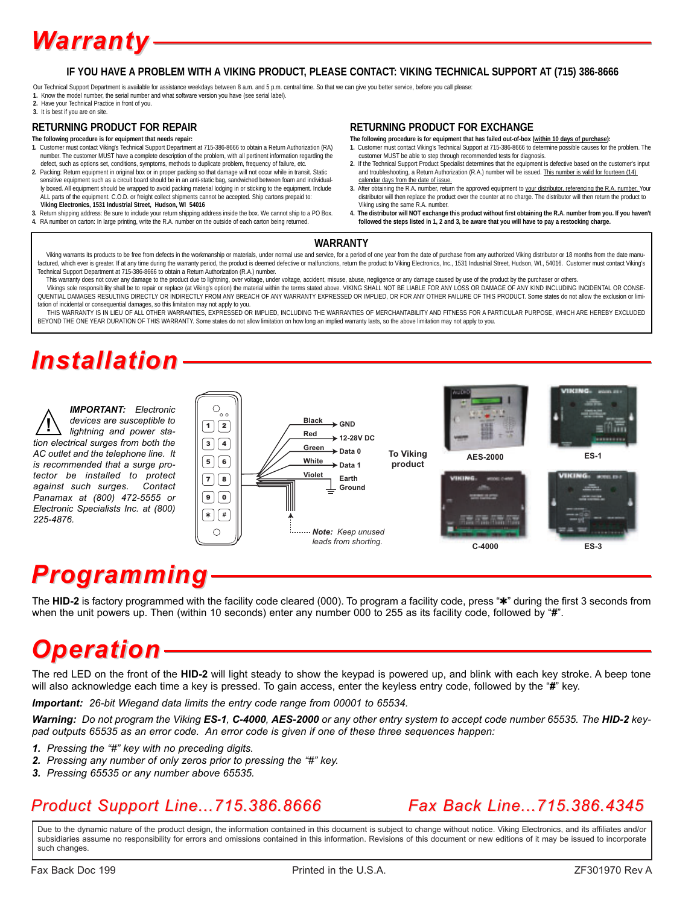# Warranty

**IF YOU HAVE A PROBLEM WITH A VIKING PRODUCT, PLEASE CONTACT: VIKING TECHNICAL SUPPORT AT (715) 386-8666**

Our Technical Support Department is available for assistance weekdays between 8 a.m. and 5 p.m. central time. So that we can give you better service, before you call please:

1. Know the model number, the serial number and what software version you have (see serial label).
2. Have your Technical Practice in front of you.
3. It is best if you are on site.

## RETURNING PRODUCT FOR REPAIR

**The following procedure is for equipment that needs repair:**

1. Customer must contact Viking's Technical Support Department at 715-386-8666 to obtain a Return Authorization (RA) number. The customer MUST have a complete description of the problem, with all pertinent information regarding the defect, such as options set, conditions, symptoms, methods to duplicate problem, frequency of failure, etc.
2. Packing: Return equipment in original box or in proper packing so that damage will not occur while in transit. Static sensitive equipment such as a circuit board should be in an anti-static bag, sandwiched between foam and individually boxed. All equipment should be wrapped to avoid packing material lodging in or sticking to the equipment. Include ALL parts of the equipment. C.O.D. or freight collect shipments cannot be accepted. Ship cartons prepaid to: **Viking Electronics, 1531 Industrial Street, Hudson, WI 54016**
3. Return shipping address: Be sure to include your return shipping address inside the box. We cannot ship to a PO Box.
4. RA number on carton: In large printing, write the R.A. number on the outside of each carton being returned.

## RETURNING PRODUCT FOR EXCHANGE

**The following procedure is for equipment that has failed out-of-box (within 10 days of purchase):**

1. Customer must contact Viking's Technical Support at 715-386-8666 to determine possible causes for the problem. The customer MUST be able to step through recommended tests for diagnosis.
2. If the Technical Support Product Specialist determines that the equipment is defective based on the customer's input and troubleshooting, a Return Authorization (R.A.) number will be issued. This number is valid for fourteen (14) calendar days from the date of issue.
3. After obtaining the R.A. number, return the approved equipment to your distributor, referencing the R.A. number. Your distributor will then replace the product over the counter at no charge. The distributor will then return the product to Viking using the same R.A. number.
4. **The distributor will NOT exchange this product without first obtaining the R.A. number from you. If you haven't followed the steps listed in 1, 2 and 3, be aware that you will have to pay a restocking charge.**

## WARRANTY

Viking warrants its products to be free from defects in the workmanship or materials, under normal use and service, for a period of one year from the date of purchase from any authorized Viking distributor or 18 months from the date manufactured, which ever is greater. If at any time during the warranty period, the product is deemed defective or malfunctions, return the product to Viking Electronics, Inc., 1531 Industrial Street, Hudson, WI., 54016. Customer must contact Viking's Technical Support Department at 715-386-8666 to obtain a Return Authorization (R.A.) number.

This warranty does not cover any damage to the product due to lightning, over voltage, under voltage, accident, misuse, abuse, negligence or any damage caused by use of the product by the purchaser or others.

Vikings sole responsibility shall be to repair or replace (at Viking's option) the material within the terms stated above. VIKING SHALL NOT BE LIABLE FOR ANY LOSS OR DAMAGE OF ANY KIND INCLUDING INCIDENTAL OR CONSEQUENTIAL DAMAGES RESULTING DIRECTLY OR INDIRECTLY FROM ANY BREACH OF ANY WARRANTY EXPRESSED OR IMPLIED, OR FOR ANY OTHER FAILURE OF THIS PRODUCT. Some states do not allow the exclusion or limitation of incidental or consequential damages, so this limitation may not apply to you.

THIS WARRANTY IS IN LIEU OF ALL OTHER WARRANTIES, EXPRESSED OR IMPLIED, INCLUDING THE WARRANTIES OF MERCHANTABILITY AND FITNESS FOR A PARTICULAR PURPOSE, WHICH ARE HEREBY EXCLUDED BEYOND THE ONE YEAR DURATION OF THIS WARRANTY. Some states do not allow limitation on how long an implied warranty lasts, so the above limitation may not apply to you.

# Installation

***IMPORTANT:*** *Electronic devices are susceptible to lightning and power station electrical surges from both the AC outlet and the telephone line. It is recommended that a surge protector be installed to protect against such surges. Contact Panamax at (800) 472-5555 or Electronic Specialists Inc. at (800) 225-4876.*

Black → GND
Red → 12-28V DC
Green → Data 0
White → Data 1
Violet → Earth Ground

To Viking product

***Note:*** *Keep unused leads from shorting.*

AES-2000
ES-1
C-4000
ES-3

# Programming

The **HID-2** is factory programmed with the facility code cleared (000). To program a facility code, press "✱" during the first 3 seconds from when the unit powers up. Then (within 10 seconds) enter any number 000 to 255 as its facility code, followed by "**#**".

# Operation

The red LED on the front of the **HID-2** will light steady to show the keypad is powered up, and blink with each key stroke. A beep tone will also acknowledge each time a key is pressed. To gain access, enter the keyless entry code, followed by the "**#**" key.

***Important:*** *26-bit Wiegand data limits the entry code range from 00001 to 65534.*

***Warning:*** *Do not program the Viking* ***ES-1***, ***C-4000***, ***AES-2000*** *or any other entry system to accept code number 65535. The* ***HID-2*** *keypad outputs 65535 as an error code. An error code is given if one of these three sequences happen:*

1. *Pressing the "#" key with no preceding digits.*
2. *Pressing any number of only zeros prior to pressing the "#" key.*
3. *Pressing 65535 or any number above 65535.*

*Product Support Line...715.386.8666*

*Fax Back Line...715.386.4345*

Due to the dynamic nature of the product design, the information contained in this document is subject to change without notice. Viking Electronics, and its affiliates and/or subsidiaries assume no responsibility for errors and omissions contained in this information. Revisions of this document or new editions of it may be issued to incorporate such changes.

Fax Back Doc 199 | Printed in the U.S.A. | ZF301970 Rev A